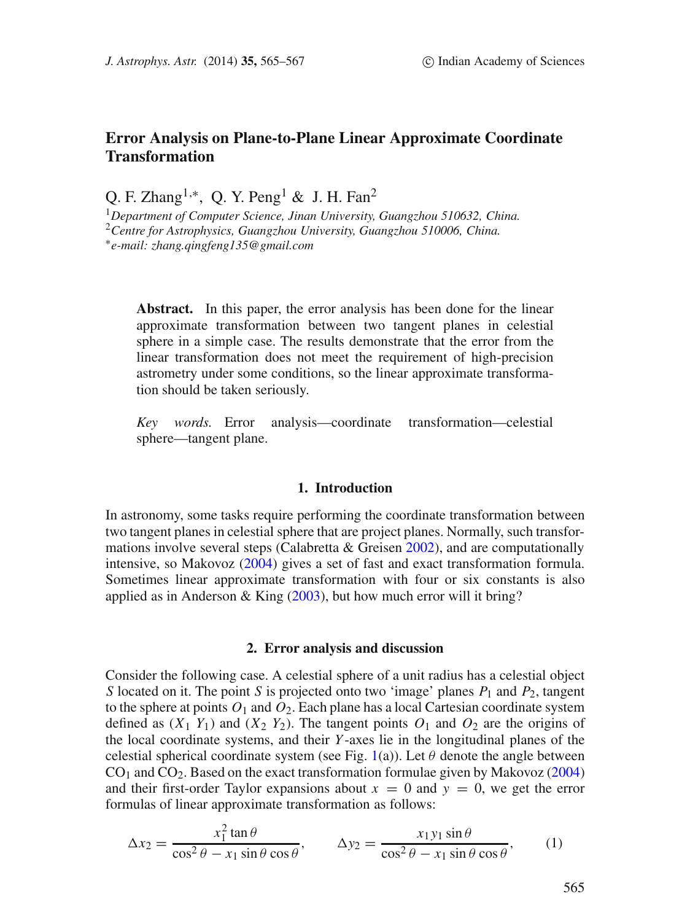# Error Analysis on Plane-to-Plane Linear Approximate Coordinate Transformation

Q. F. Zhang[1,*], Q. Y. Peng[1] & J. H. Fan[2]

[1]*Department of Computer Science, Jinan University, Guangzhou 510632, China.*
[2]*Centre for Astrophysics, Guangzhou University, Guangzhou 510006, China.*
[*]*e-mail: zhang.qingfeng135@gmail.com*

**Abstract.** In this paper, the error analysis has been done for the linear approximate transformation between two tangent planes in celestial sphere in a simple case. The results demonstrate that the error from the linear transformation does not meet the requirement of high-precision astrometry under some conditions, so the linear approximate transformation should be taken seriously.

*Key words.* Error analysis—coordinate transformation—celestial sphere—tangent plane.

## 1. Introduction

In astronomy, some tasks require performing the coordinate transformation between two tangent planes in celestial sphere that are project planes. Normally, such transformations involve several steps (Calabretta & Greisen 2002), and are computationally intensive, so Makovoz (2004) gives a set of fast and exact transformation formula. Sometimes linear approximate transformation with four or six constants is also applied as in Anderson & King (2003), but how much error will it bring?

## 2. Error analysis and discussion

Consider the following case. A celestial sphere of a unit radius has a celestial object $S$ located on it. The point $S$ is projected onto two 'image' planes $P_1$ and $P_2$, tangent to the sphere at points $O_1$ and $O_2$. Each plane has a local Cartesian coordinate system defined as $(X_1\ Y_1)$ and $(X_2\ Y_2)$. The tangent points $O_1$ and $O_2$ are the origins of the local coordinate systems, and their $Y$-axes lie in the longitudinal planes of the celestial spherical coordinate system (see Fig. 1(a)). Let $\theta$ denote the angle between $CO_1$ and $CO_2$. Based on the exact transformation formulae given by Makovoz (2004) and their first-order Taylor expansions about $x = 0$ and $y = 0$, we get the error formulas of linear approximate transformation as follows:

$$\Delta x_2 = \frac{x_1^2 \tan\theta}{\cos^2\theta - x_1 \sin\theta\cos\theta}, \qquad \Delta y_2 = \frac{x_1 y_1 \sin\theta}{\cos^2\theta - x_1 \sin\theta\cos\theta}, \tag{1}$$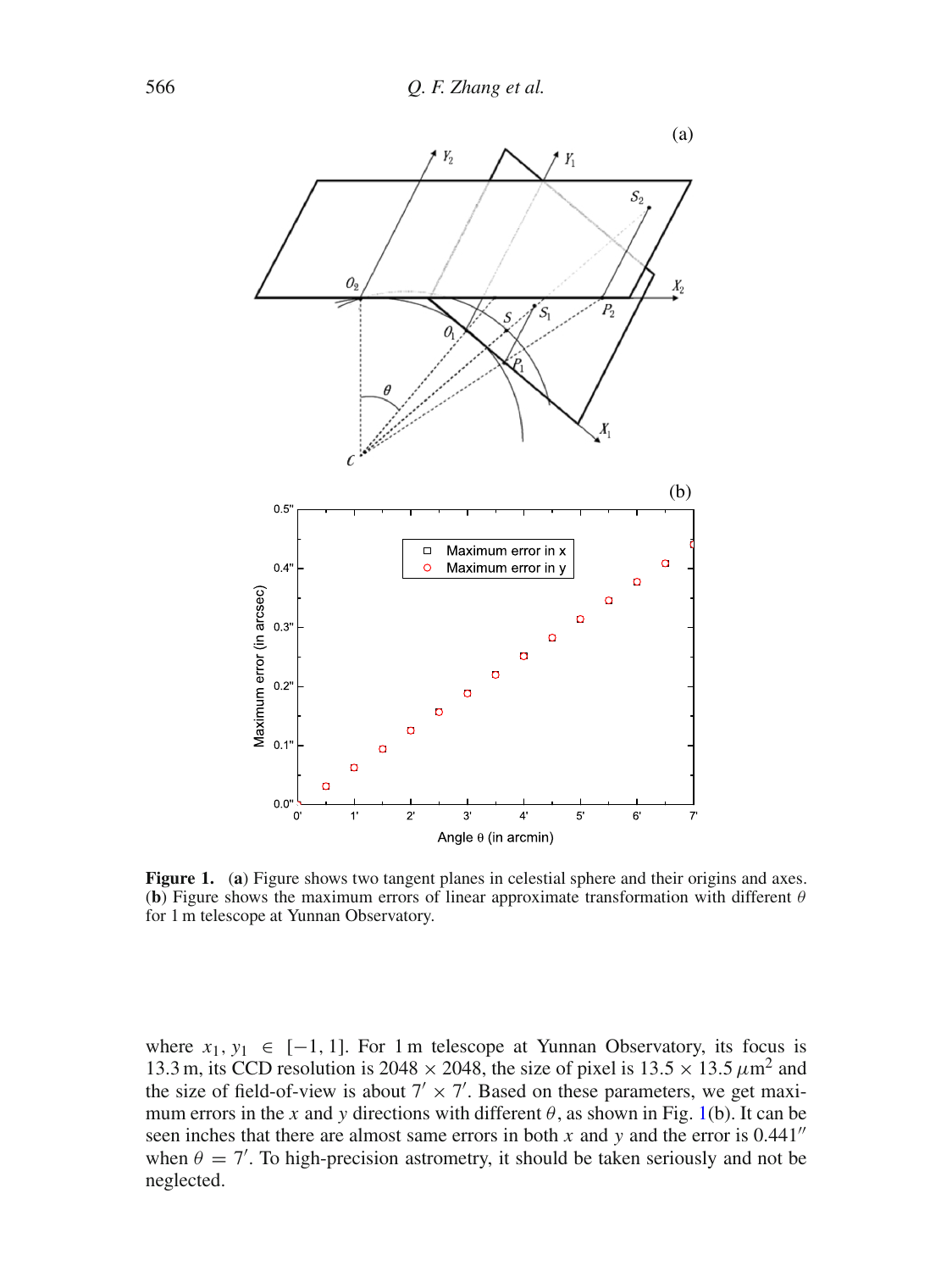**Figure 1.** (**a**) Figure shows two tangent planes in celestial sphere and their origins and axes. (**b**) Figure shows the maximum errors of linear approximate transformation with different $\theta$ for 1 m telescope at Yunnan Observatory.

where $x_1, y_1 \in [-1, 1]$. For 1 m telescope at Yunnan Observatory, its focus is 13.3 m, its CCD resolution is $2048 \times 2048$, the size of pixel is $13.5 \times 13.5\,\mu\text{m}^2$ and the size of field-of-view is about $7' \times 7'$. Based on these parameters, we get maximum errors in the $x$ and $y$ directions with different $\theta$, as shown in Fig. 1(b). It can be seen inches that there are almost same errors in both $x$ and $y$ and the error is $0.441''$ when $\theta = 7'$. To high-precision astrometry, it should be taken seriously and not be neglected.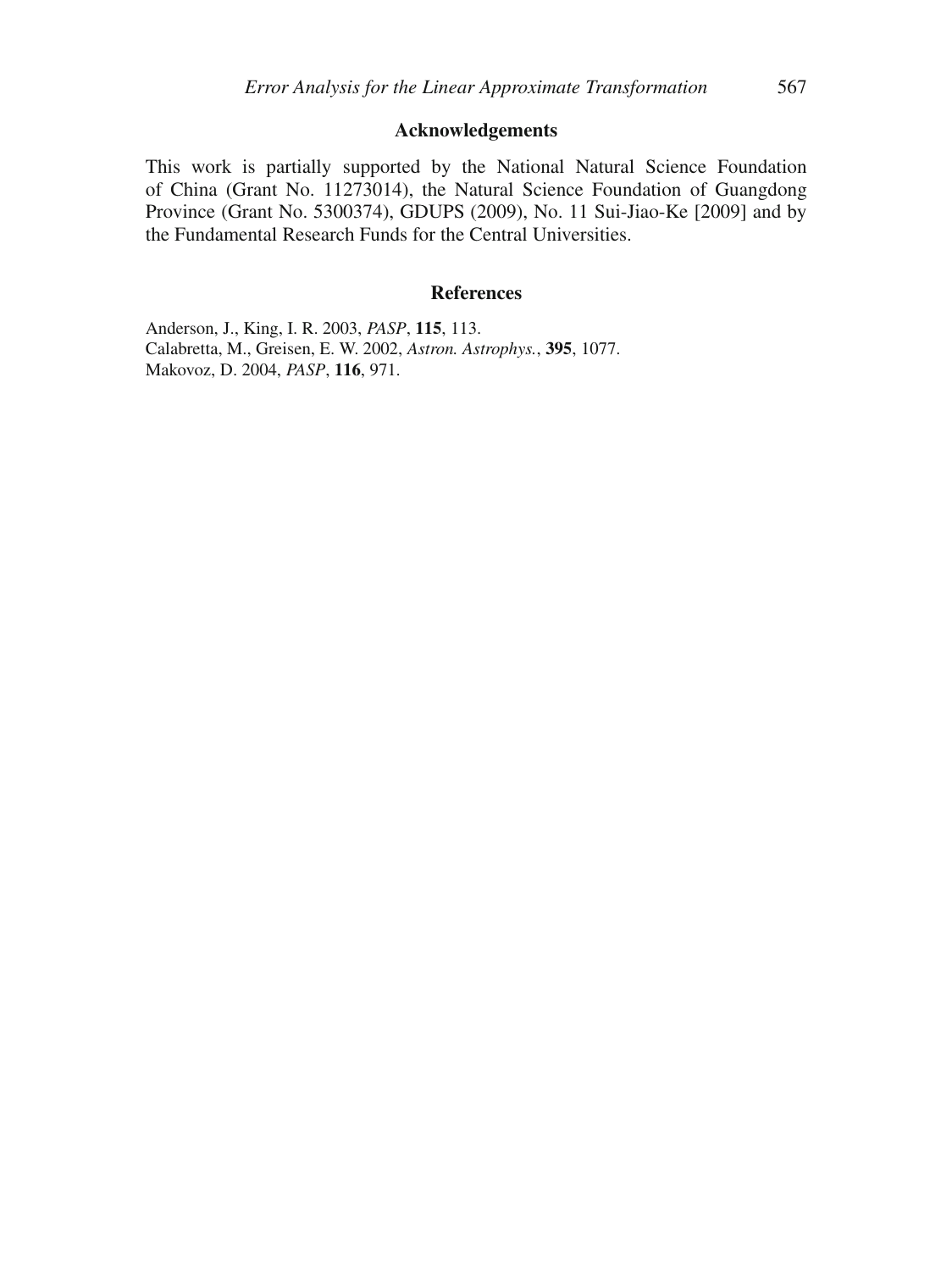## Acknowledgements

This work is partially supported by the National Natural Science Foundation of China (Grant No. 11273014), the Natural Science Foundation of Guangdong Province (Grant No. 5300374), GDUPS (2009), No. 11 Sui-Jiao-Ke [2009] and by the Fundamental Research Funds for the Central Universities.

## References

Anderson, J., King, I. R. 2003, *PASP*, **115**, 113.
Calabretta, M., Greisen, E. W. 2002, *Astron. Astrophys.*, **395**, 1077.
Makovoz, D. 2004, *PASP*, **116**, 971.